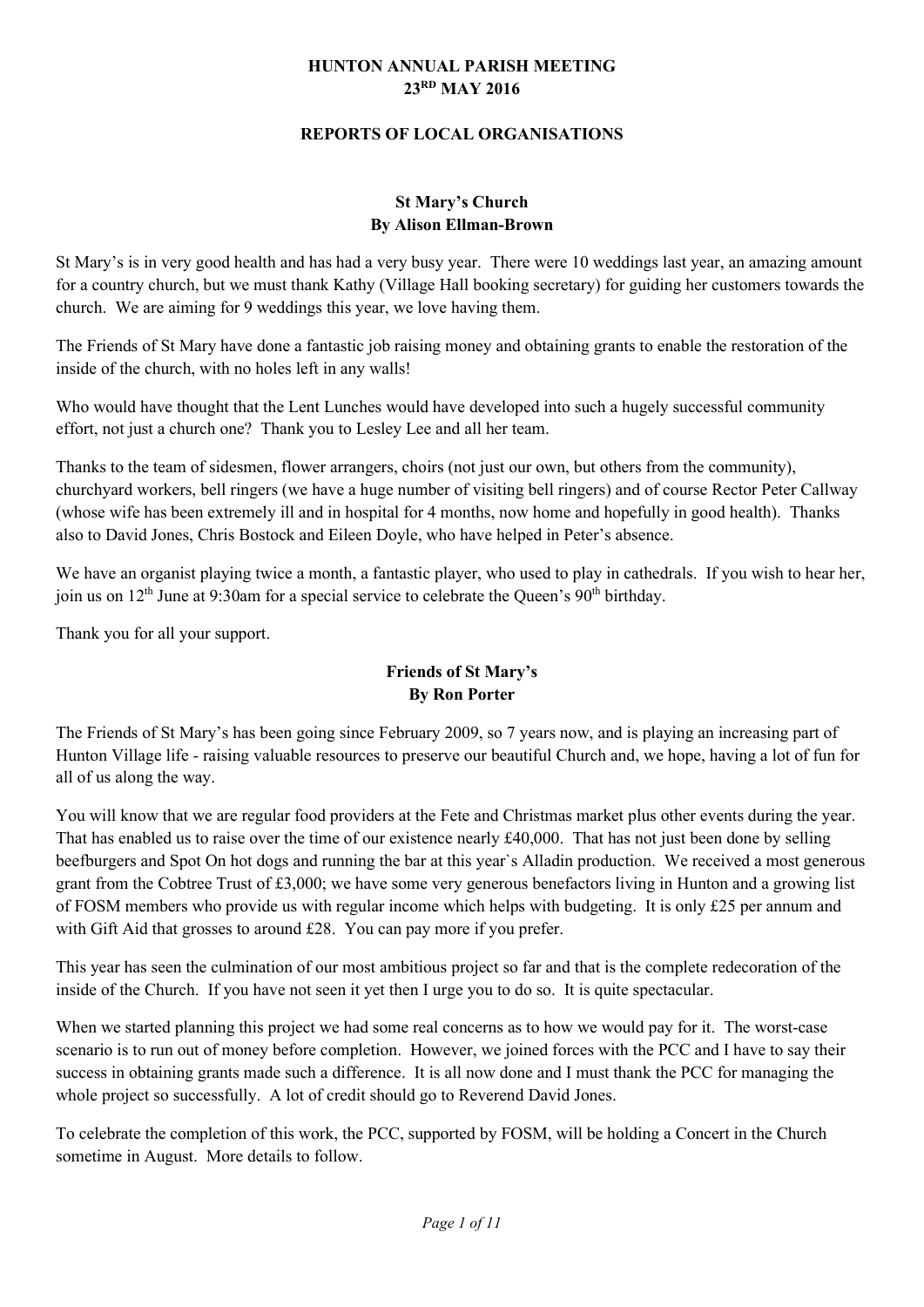# HUNTON ANNUAL PARISH MEETING
## 23RD MAY 2016

## REPORTS OF LOCAL ORGANISATIONS

### St Mary's Church
**By Alison Ellman-Brown**

St Mary's is in very good health and has had a very busy year. There were 10 weddings last year, an amazing amount for a country church, but we must thank Kathy (Village Hall booking secretary) for guiding her customers towards the church. We are aiming for 9 weddings this year, we love having them.

The Friends of St Mary have done a fantastic job raising money and obtaining grants to enable the restoration of the inside of the church, with no holes left in any walls!

Who would have thought that the Lent Lunches would have developed into such a hugely successful community effort, not just a church one? Thank you to Lesley Lee and all her team.

Thanks to the team of sidesmen, flower arrangers, choirs (not just our own, but others from the community), churchyard workers, bell ringers (we have a huge number of visiting bell ringers) and of course Rector Peter Callway (whose wife has been extremely ill and in hospital for 4 months, now home and hopefully in good health). Thanks also to David Jones, Chris Bostock and Eileen Doyle, who have helped in Peter's absence.

We have an organist playing twice a month, a fantastic player, who used to play in cathedrals. If you wish to hear her, join us on 12th June at 9:30am for a special service to celebrate the Queen's 90th birthday.

Thank you for all your support.

### Friends of St Mary's
**By Ron Porter**

The Friends of St Mary's has been going since February 2009, so 7 years now, and is playing an increasing part of Hunton Village life - raising valuable resources to preserve our beautiful Church and, we hope, having a lot of fun for all of us along the way.

You will know that we are regular food providers at the Fete and Christmas market plus other events during the year. That has enabled us to raise over the time of our existence nearly £40,000. That has not just been done by selling beefburgers and Spot On hot dogs and running the bar at this year`s Alladin production. We received a most generous grant from the Cobtree Trust of £3,000; we have some very generous benefactors living in Hunton and a growing list of FOSM members who provide us with regular income which helps with budgeting. It is only £25 per annum and with Gift Aid that grosses to around £28. You can pay more if you prefer.

This year has seen the culmination of our most ambitious project so far and that is the complete redecoration of the inside of the Church. If you have not seen it yet then I urge you to do so. It is quite spectacular.

When we started planning this project we had some real concerns as to how we would pay for it. The worst-case scenario is to run out of money before completion. However, we joined forces with the PCC and I have to say their success in obtaining grants made such a difference. It is all now done and I must thank the PCC for managing the whole project so successfully. A lot of credit should go to Reverend David Jones.

To celebrate the completion of this work, the PCC, supported by FOSM, will be holding a Concert in the Church sometime in August. More details to follow.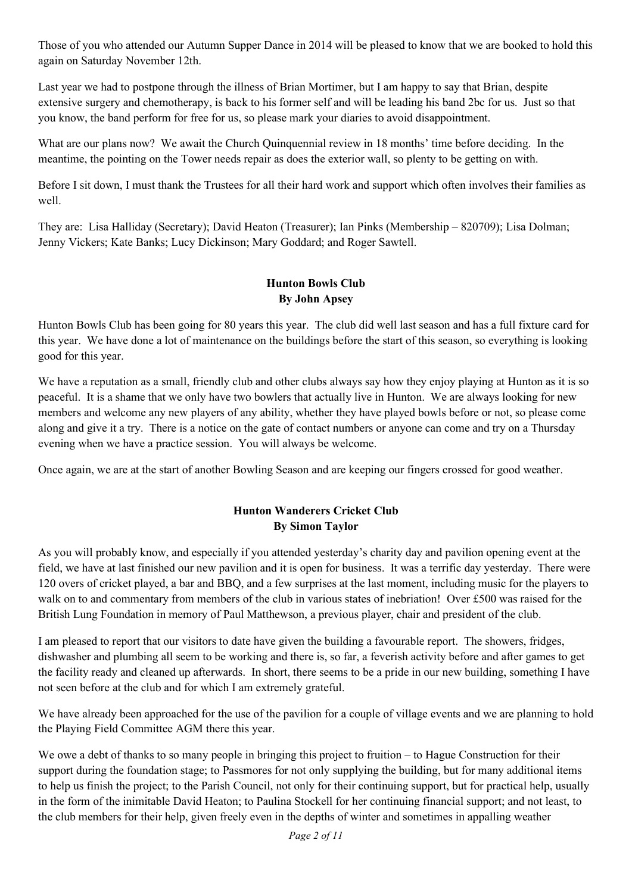Those of you who attended our Autumn Supper Dance in 2014 will be pleased to know that we are booked to hold this again on Saturday November 12th.

Last year we had to postpone through the illness of Brian Mortimer, but I am happy to say that Brian, despite extensive surgery and chemotherapy, is back to his former self and will be leading his band 2bc for us. Just so that you know, the band perform for free for us, so please mark your diaries to avoid disappointment.

What are our plans now? We await the Church Quinquennial review in 18 months' time before deciding. In the meantime, the pointing on the Tower needs repair as does the exterior wall, so plenty to be getting on with.

Before I sit down, I must thank the Trustees for all their hard work and support which often involves their families as well.

They are: Lisa Halliday (Secretary); David Heaton (Treasurer); Ian Pinks (Membership – 820709); Lisa Dolman; Jenny Vickers; Kate Banks; Lucy Dickinson; Mary Goddard; and Roger Sawtell.

## Hunton Bowls Club
**By John Apsey**

Hunton Bowls Club has been going for 80 years this year. The club did well last season and has a full fixture card for this year. We have done a lot of maintenance on the buildings before the start of this season, so everything is looking good for this year.

We have a reputation as a small, friendly club and other clubs always say how they enjoy playing at Hunton as it is so peaceful. It is a shame that we only have two bowlers that actually live in Hunton. We are always looking for new members and welcome any new players of any ability, whether they have played bowls before or not, so please come along and give it a try. There is a notice on the gate of contact numbers or anyone can come and try on a Thursday evening when we have a practice session. You will always be welcome.

Once again, we are at the start of another Bowling Season and are keeping our fingers crossed for good weather.

## Hunton Wanderers Cricket Club
**By Simon Taylor**

As you will probably know, and especially if you attended yesterday's charity day and pavilion opening event at the field, we have at last finished our new pavilion and it is open for business. It was a terrific day yesterday. There were 120 overs of cricket played, a bar and BBQ, and a few surprises at the last moment, including music for the players to walk on to and commentary from members of the club in various states of inebriation! Over £500 was raised for the British Lung Foundation in memory of Paul Matthewson, a previous player, chair and president of the club.

I am pleased to report that our visitors to date have given the building a favourable report. The showers, fridges, dishwasher and plumbing all seem to be working and there is, so far, a feverish activity before and after games to get the facility ready and cleaned up afterwards. In short, there seems to be a pride in our new building, something I have not seen before at the club and for which I am extremely grateful.

We have already been approached for the use of the pavilion for a couple of village events and we are planning to hold the Playing Field Committee AGM there this year.

We owe a debt of thanks to so many people in bringing this project to fruition – to Hague Construction for their support during the foundation stage; to Passmores for not only supplying the building, but for many additional items to help us finish the project; to the Parish Council, not only for their continuing support, but for practical help, usually in the form of the inimitable David Heaton; to Paulina Stockell for her continuing financial support; and not least, to the club members for their help, given freely even in the depths of winter and sometimes in appalling weather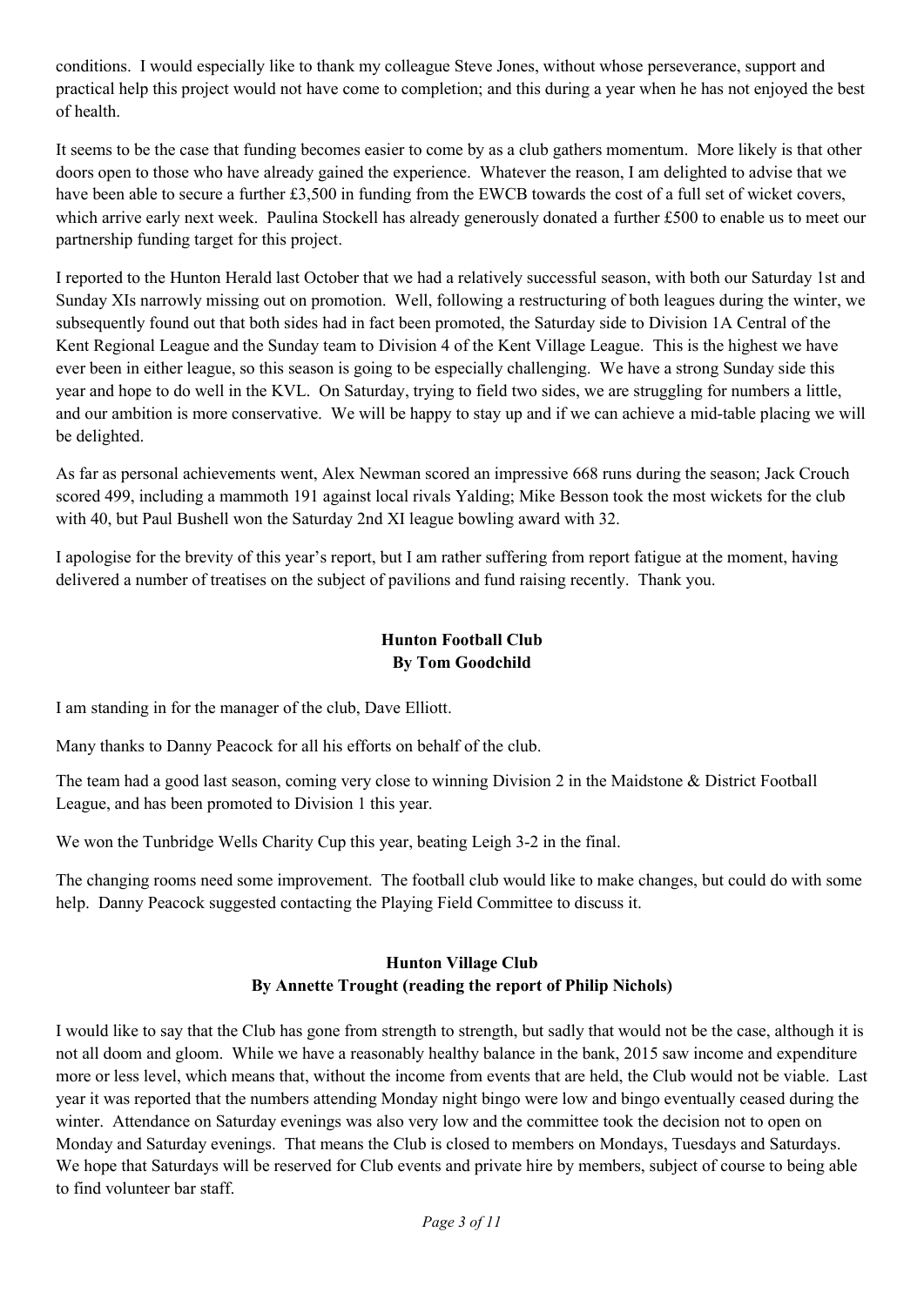conditions. I would especially like to thank my colleague Steve Jones, without whose perseverance, support and practical help this project would not have come to completion; and this during a year when he has not enjoyed the best of health.

It seems to be the case that funding becomes easier to come by as a club gathers momentum. More likely is that other doors open to those who have already gained the experience. Whatever the reason, I am delighted to advise that we have been able to secure a further £3,500 in funding from the EWCB towards the cost of a full set of wicket covers, which arrive early next week. Paulina Stockell has already generously donated a further £500 to enable us to meet our partnership funding target for this project.

I reported to the Hunton Herald last October that we had a relatively successful season, with both our Saturday 1st and Sunday XIs narrowly missing out on promotion. Well, following a restructuring of both leagues during the winter, we subsequently found out that both sides had in fact been promoted, the Saturday side to Division 1A Central of the Kent Regional League and the Sunday team to Division 4 of the Kent Village League. This is the highest we have ever been in either league, so this season is going to be especially challenging. We have a strong Sunday side this year and hope to do well in the KVL. On Saturday, trying to field two sides, we are struggling for numbers a little, and our ambition is more conservative. We will be happy to stay up and if we can achieve a mid-table placing we will be delighted.

As far as personal achievements went, Alex Newman scored an impressive 668 runs during the season; Jack Crouch scored 499, including a mammoth 191 against local rivals Yalding; Mike Besson took the most wickets for the club with 40, but Paul Bushell won the Saturday 2nd XI league bowling award with 32.

I apologise for the brevity of this year's report, but I am rather suffering from report fatigue at the moment, having delivered a number of treatises on the subject of pavilions and fund raising recently. Thank you.

## Hunton Football Club
**By Tom Goodchild**

I am standing in for the manager of the club, Dave Elliott.

Many thanks to Danny Peacock for all his efforts on behalf of the club.

The team had a good last season, coming very close to winning Division 2 in the Maidstone & District Football League, and has been promoted to Division 1 this year.

We won the Tunbridge Wells Charity Cup this year, beating Leigh 3-2 in the final.

The changing rooms need some improvement. The football club would like to make changes, but could do with some help. Danny Peacock suggested contacting the Playing Field Committee to discuss it.

## Hunton Village Club
**By Annette Trought (reading the report of Philip Nichols)**

I would like to say that the Club has gone from strength to strength, but sadly that would not be the case, although it is not all doom and gloom. While we have a reasonably healthy balance in the bank, 2015 saw income and expenditure more or less level, which means that, without the income from events that are held, the Club would not be viable. Last year it was reported that the numbers attending Monday night bingo were low and bingo eventually ceased during the winter. Attendance on Saturday evenings was also very low and the committee took the decision not to open on Monday and Saturday evenings. That means the Club is closed to members on Mondays, Tuesdays and Saturdays. We hope that Saturdays will be reserved for Club events and private hire by members, subject of course to being able to find volunteer bar staff.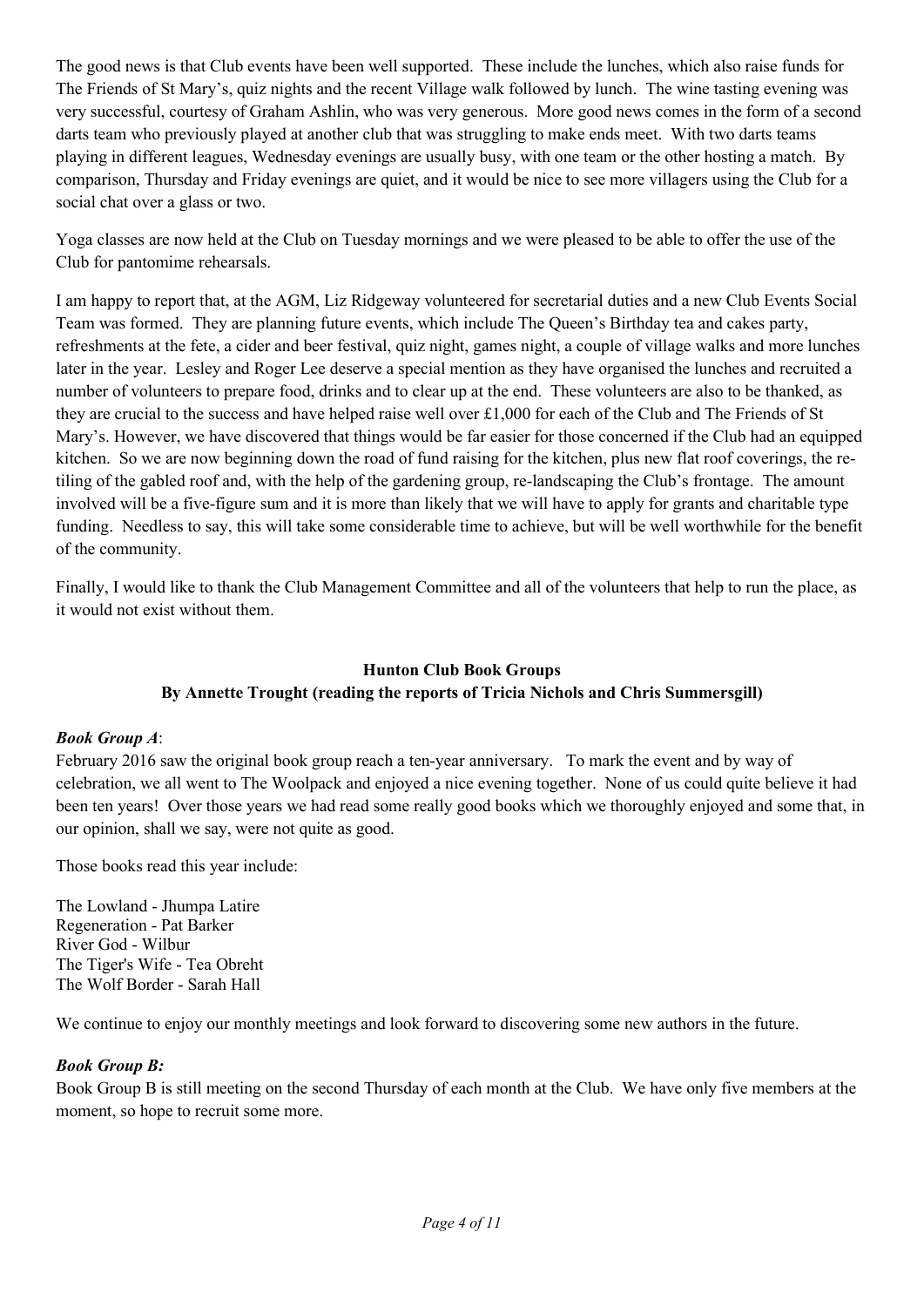The good news is that Club events have been well supported. These include the lunches, which also raise funds for The Friends of St Mary's, quiz nights and the recent Village walk followed by lunch. The wine tasting evening was very successful, courtesy of Graham Ashlin, who was very generous. More good news comes in the form of a second darts team who previously played at another club that was struggling to make ends meet. With two darts teams playing in different leagues, Wednesday evenings are usually busy, with one team or the other hosting a match. By comparison, Thursday and Friday evenings are quiet, and it would be nice to see more villagers using the Club for a social chat over a glass or two.

Yoga classes are now held at the Club on Tuesday mornings and we were pleased to be able to offer the use of the Club for pantomime rehearsals.

I am happy to report that, at the AGM, Liz Ridgeway volunteered for secretarial duties and a new Club Events Social Team was formed. They are planning future events, which include The Queen's Birthday tea and cakes party, refreshments at the fete, a cider and beer festival, quiz night, games night, a couple of village walks and more lunches later in the year. Lesley and Roger Lee deserve a special mention as they have organised the lunches and recruited a number of volunteers to prepare food, drinks and to clear up at the end. These volunteers are also to be thanked, as they are crucial to the success and have helped raise well over £1,000 for each of the Club and The Friends of St Mary's. However, we have discovered that things would be far easier for those concerned if the Club had an equipped kitchen. So we are now beginning down the road of fund raising for the kitchen, plus new flat roof coverings, the re-tiling of the gabled roof and, with the help of the gardening group, re-landscaping the Club's frontage. The amount involved will be a five-figure sum and it is more than likely that we will have to apply for grants and charitable type funding. Needless to say, this will take some considerable time to achieve, but will be well worthwhile for the benefit of the community.

Finally, I would like to thank the Club Management Committee and all of the volunteers that help to run the place, as it would not exist without them.

## Hunton Club Book Groups
### By Annette Trought (reading the reports of Tricia Nichols and Chris Summersgill)

***Book Group A***:

February 2016 saw the original book group reach a ten-year anniversary. To mark the event and by way of celebration, we all went to The Woolpack and enjoyed a nice evening together. None of us could quite believe it had been ten years! Over those years we had read some really good books which we thoroughly enjoyed and some that, in our opinion, shall we say, were not quite as good.

Those books read this year include:

The Lowland - Jhumpa Latire
Regeneration - Pat Barker
River God - Wilbur
The Tiger's Wife - Tea Obreht
The Wolf Border - Sarah Hall

We continue to enjoy our monthly meetings and look forward to discovering some new authors in the future.

***Book Group B:***

Book Group B is still meeting on the second Thursday of each month at the Club. We have only five members at the moment, so hope to recruit some more.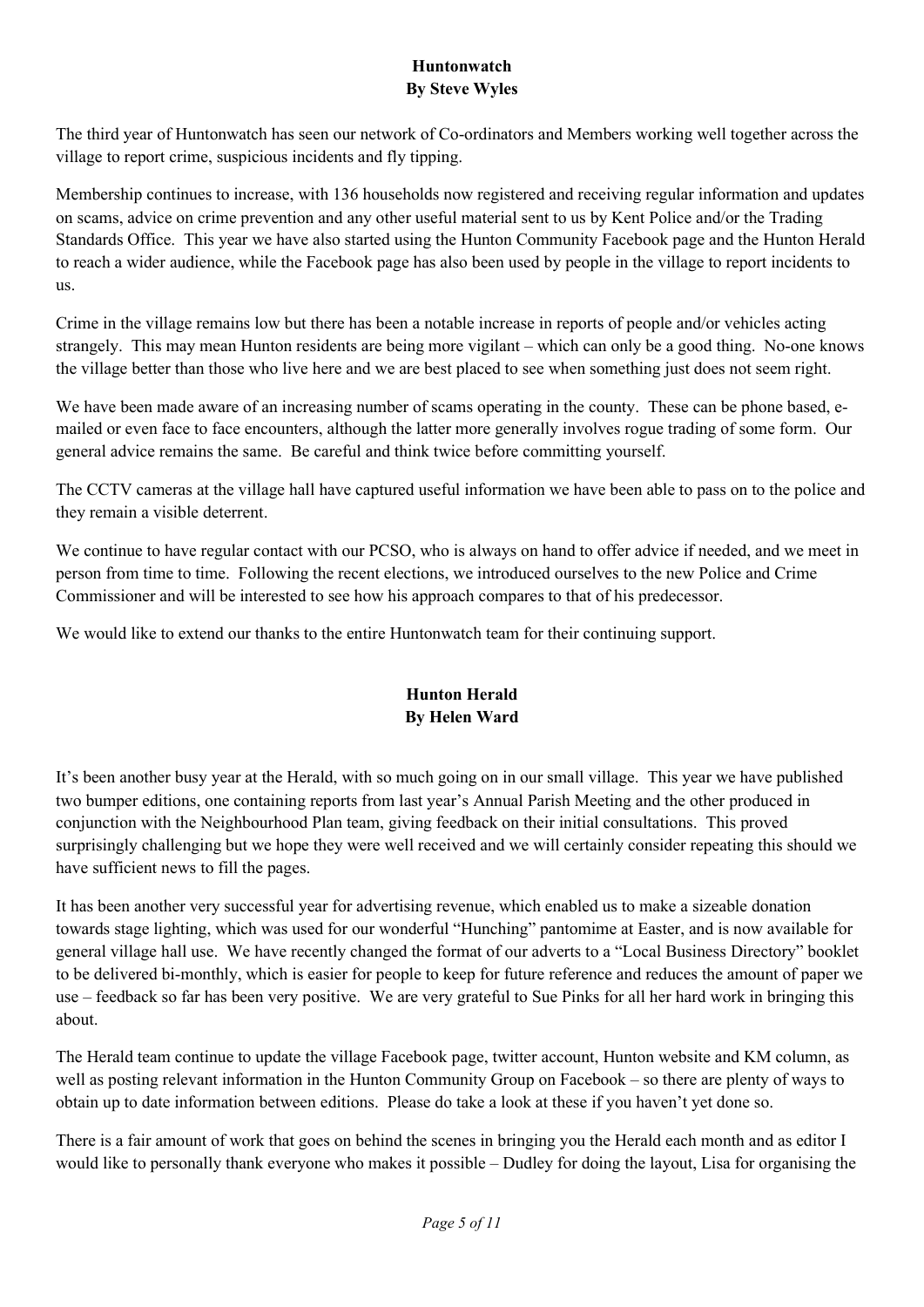## Huntonwatch

**By Steve Wyles**

The third year of Huntonwatch has seen our network of Co-ordinators and Members working well together across the village to report crime, suspicious incidents and fly tipping.

Membership continues to increase, with 136 households now registered and receiving regular information and updates on scams, advice on crime prevention and any other useful material sent to us by Kent Police and/or the Trading Standards Office. This year we have also started using the Hunton Community Facebook page and the Hunton Herald to reach a wider audience, while the Facebook page has also been used by people in the village to report incidents to us.

Crime in the village remains low but there has been a notable increase in reports of people and/or vehicles acting strangely. This may mean Hunton residents are being more vigilant – which can only be a good thing. No-one knows the village better than those who live here and we are best placed to see when something just does not seem right.

We have been made aware of an increasing number of scams operating in the county. These can be phone based, e-mailed or even face to face encounters, although the latter more generally involves rogue trading of some form. Our general advice remains the same. Be careful and think twice before committing yourself.

The CCTV cameras at the village hall have captured useful information we have been able to pass on to the police and they remain a visible deterrent.

We continue to have regular contact with our PCSO, who is always on hand to offer advice if needed, and we meet in person from time to time. Following the recent elections, we introduced ourselves to the new Police and Crime Commissioner and will be interested to see how his approach compares to that of his predecessor.

We would like to extend our thanks to the entire Huntonwatch team for their continuing support.

## Hunton Herald

**By Helen Ward**

It's been another busy year at the Herald, with so much going on in our small village. This year we have published two bumper editions, one containing reports from last year's Annual Parish Meeting and the other produced in conjunction with the Neighbourhood Plan team, giving feedback on their initial consultations. This proved surprisingly challenging but we hope they were well received and we will certainly consider repeating this should we have sufficient news to fill the pages.

It has been another very successful year for advertising revenue, which enabled us to make a sizeable donation towards stage lighting, which was used for our wonderful "Hunching" pantomime at Easter, and is now available for general village hall use. We have recently changed the format of our adverts to a "Local Business Directory" booklet to be delivered bi-monthly, which is easier for people to keep for future reference and reduces the amount of paper we use – feedback so far has been very positive. We are very grateful to Sue Pinks for all her hard work in bringing this about.

The Herald team continue to update the village Facebook page, twitter account, Hunton website and KM column, as well as posting relevant information in the Hunton Community Group on Facebook – so there are plenty of ways to obtain up to date information between editions. Please do take a look at these if you haven't yet done so.

There is a fair amount of work that goes on behind the scenes in bringing you the Herald each month and as editor I would like to personally thank everyone who makes it possible – Dudley for doing the layout, Lisa for organising the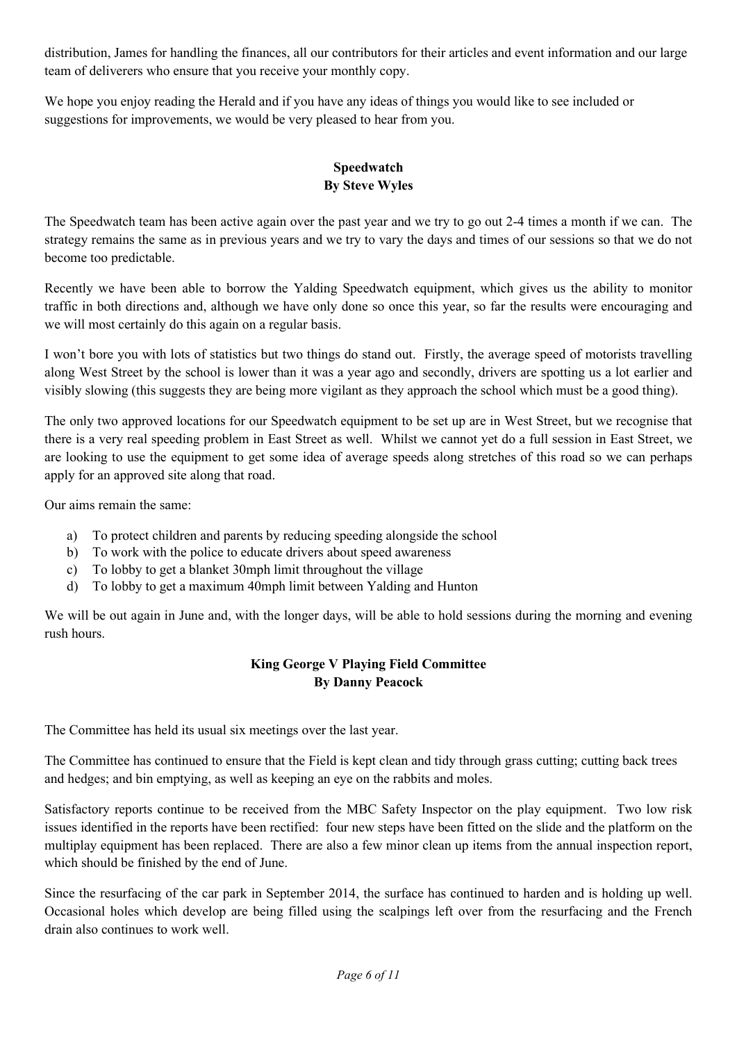distribution, James for handling the finances, all our contributors for their articles and event information and our large team of deliverers who ensure that you receive your monthly copy.

We hope you enjoy reading the Herald and if you have any ideas of things you would like to see included or suggestions for improvements, we would be very pleased to hear from you.

## Speedwatch
**By Steve Wyles**

The Speedwatch team has been active again over the past year and we try to go out 2-4 times a month if we can. The strategy remains the same as in previous years and we try to vary the days and times of our sessions so that we do not become too predictable.

Recently we have been able to borrow the Yalding Speedwatch equipment, which gives us the ability to monitor traffic in both directions and, although we have only done so once this year, so far the results were encouraging and we will most certainly do this again on a regular basis.

I won't bore you with lots of statistics but two things do stand out. Firstly, the average speed of motorists travelling along West Street by the school is lower than it was a year ago and secondly, drivers are spotting us a lot earlier and visibly slowing (this suggests they are being more vigilant as they approach the school which must be a good thing).

The only two approved locations for our Speedwatch equipment to be set up are in West Street, but we recognise that there is a very real speeding problem in East Street as well. Whilst we cannot yet do a full session in East Street, we are looking to use the equipment to get some idea of average speeds along stretches of this road so we can perhaps apply for an approved site along that road.

Our aims remain the same:

a) To protect children and parents by reducing speeding alongside the school
b) To work with the police to educate drivers about speed awareness
c) To lobby to get a blanket 30mph limit throughout the village
d) To lobby to get a maximum 40mph limit between Yalding and Hunton

We will be out again in June and, with the longer days, will be able to hold sessions during the morning and evening rush hours.

## King George V Playing Field Committee
**By Danny Peacock**

The Committee has held its usual six meetings over the last year.

The Committee has continued to ensure that the Field is kept clean and tidy through grass cutting; cutting back trees and hedges; and bin emptying, as well as keeping an eye on the rabbits and moles.

Satisfactory reports continue to be received from the MBC Safety Inspector on the play equipment. Two low risk issues identified in the reports have been rectified: four new steps have been fitted on the slide and the platform on the multiplay equipment has been replaced. There are also a few minor clean up items from the annual inspection report, which should be finished by the end of June.

Since the resurfacing of the car park in September 2014, the surface has continued to harden and is holding up well. Occasional holes which develop are being filled using the scalpings left over from the resurfacing and the French drain also continues to work well.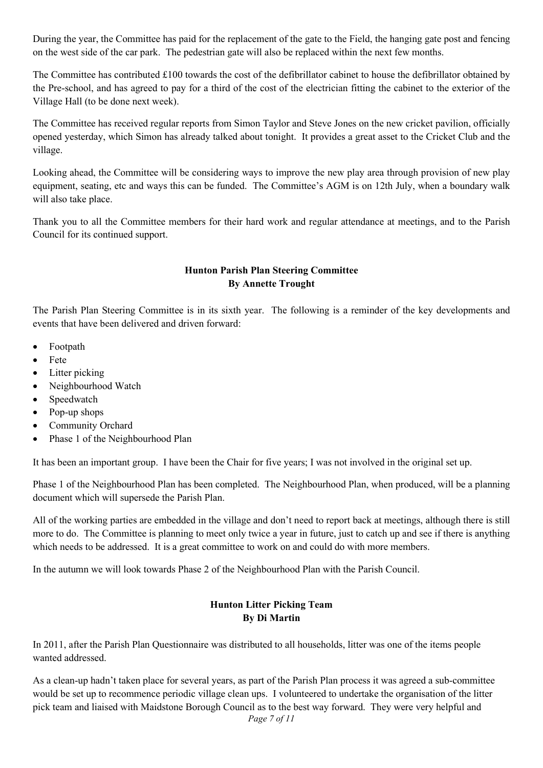During the year, the Committee has paid for the replacement of the gate to the Field, the hanging gate post and fencing on the west side of the car park. The pedestrian gate will also be replaced within the next few months.

The Committee has contributed £100 towards the cost of the defibrillator cabinet to house the defibrillator obtained by the Pre-school, and has agreed to pay for a third of the cost of the electrician fitting the cabinet to the exterior of the Village Hall (to be done next week).

The Committee has received regular reports from Simon Taylor and Steve Jones on the new cricket pavilion, officially opened yesterday, which Simon has already talked about tonight. It provides a great asset to the Cricket Club and the village.

Looking ahead, the Committee will be considering ways to improve the new play area through provision of new play equipment, seating, etc and ways this can be funded. The Committee's AGM is on 12th July, when a boundary walk will also take place.

Thank you to all the Committee members for their hard work and regular attendance at meetings, and to the Parish Council for its continued support.

## Hunton Parish Plan Steering Committee
**By Annette Trought**

The Parish Plan Steering Committee is in its sixth year. The following is a reminder of the key developments and events that have been delivered and driven forward:

- Footpath
- Fete
- Litter picking
- Neighbourhood Watch
- Speedwatch
- Pop-up shops
- Community Orchard
- Phase 1 of the Neighbourhood Plan

It has been an important group. I have been the Chair for five years; I was not involved in the original set up.

Phase 1 of the Neighbourhood Plan has been completed. The Neighbourhood Plan, when produced, will be a planning document which will supersede the Parish Plan.

All of the working parties are embedded in the village and don't need to report back at meetings, although there is still more to do. The Committee is planning to meet only twice a year in future, just to catch up and see if there is anything which needs to be addressed. It is a great committee to work on and could do with more members.

In the autumn we will look towards Phase 2 of the Neighbourhood Plan with the Parish Council.

## Hunton Litter Picking Team
**By Di Martin**

In 2011, after the Parish Plan Questionnaire was distributed to all households, litter was one of the items people wanted addressed.

As a clean-up hadn't taken place for several years, as part of the Parish Plan process it was agreed a sub-committee would be set up to recommence periodic village clean ups. I volunteered to undertake the organisation of the litter pick team and liaised with Maidstone Borough Council as to the best way forward. They were very helpful and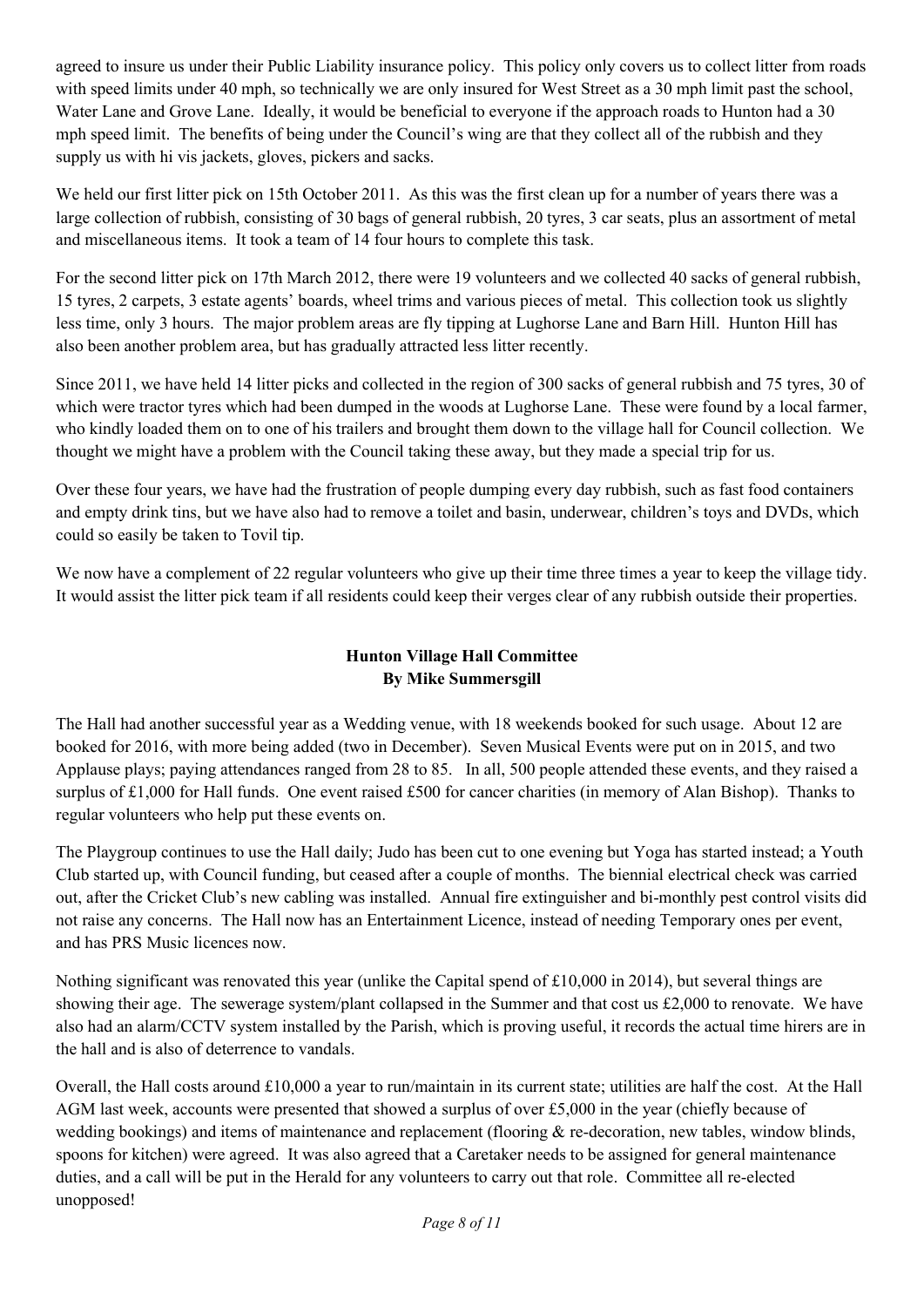agreed to insure us under their Public Liability insurance policy. This policy only covers us to collect litter from roads with speed limits under 40 mph, so technically we are only insured for West Street as a 30 mph limit past the school, Water Lane and Grove Lane. Ideally, it would be beneficial to everyone if the approach roads to Hunton had a 30 mph speed limit. The benefits of being under the Council's wing are that they collect all of the rubbish and they supply us with hi vis jackets, gloves, pickers and sacks.

We held our first litter pick on 15th October 2011. As this was the first clean up for a number of years there was a large collection of rubbish, consisting of 30 bags of general rubbish, 20 tyres, 3 car seats, plus an assortment of metal and miscellaneous items. It took a team of 14 four hours to complete this task.

For the second litter pick on 17th March 2012, there were 19 volunteers and we collected 40 sacks of general rubbish, 15 tyres, 2 carpets, 3 estate agents' boards, wheel trims and various pieces of metal. This collection took us slightly less time, only 3 hours. The major problem areas are fly tipping at Lughorse Lane and Barn Hill. Hunton Hill has also been another problem area, but has gradually attracted less litter recently.

Since 2011, we have held 14 litter picks and collected in the region of 300 sacks of general rubbish and 75 tyres, 30 of which were tractor tyres which had been dumped in the woods at Lughorse Lane. These were found by a local farmer, who kindly loaded them on to one of his trailers and brought them down to the village hall for Council collection. We thought we might have a problem with the Council taking these away, but they made a special trip for us.

Over these four years, we have had the frustration of people dumping every day rubbish, such as fast food containers and empty drink tins, but we have also had to remove a toilet and basin, underwear, children's toys and DVDs, which could so easily be taken to Tovil tip.

We now have a complement of 22 regular volunteers who give up their time three times a year to keep the village tidy. It would assist the litter pick team if all residents could keep their verges clear of any rubbish outside their properties.

## Hunton Village Hall Committee
**By Mike Summersgill**

The Hall had another successful year as a Wedding venue, with 18 weekends booked for such usage. About 12 are booked for 2016, with more being added (two in December). Seven Musical Events were put on in 2015, and two Applause plays; paying attendances ranged from 28 to 85. In all, 500 people attended these events, and they raised a surplus of £1,000 for Hall funds. One event raised £500 for cancer charities (in memory of Alan Bishop). Thanks to regular volunteers who help put these events on.

The Playgroup continues to use the Hall daily; Judo has been cut to one evening but Yoga has started instead; a Youth Club started up, with Council funding, but ceased after a couple of months. The biennial electrical check was carried out, after the Cricket Club's new cabling was installed. Annual fire extinguisher and bi-monthly pest control visits did not raise any concerns. The Hall now has an Entertainment Licence, instead of needing Temporary ones per event, and has PRS Music licences now.

Nothing significant was renovated this year (unlike the Capital spend of £10,000 in 2014), but several things are showing their age. The sewerage system/plant collapsed in the Summer and that cost us £2,000 to renovate. We have also had an alarm/CCTV system installed by the Parish, which is proving useful, it records the actual time hirers are in the hall and is also of deterrence to vandals.

Overall, the Hall costs around £10,000 a year to run/maintain in its current state; utilities are half the cost. At the Hall AGM last week, accounts were presented that showed a surplus of over £5,000 in the year (chiefly because of wedding bookings) and items of maintenance and replacement (flooring & re-decoration, new tables, window blinds, spoons for kitchen) were agreed. It was also agreed that a Caretaker needs to be assigned for general maintenance duties, and a call will be put in the Herald for any volunteers to carry out that role. Committee all re-elected unopposed!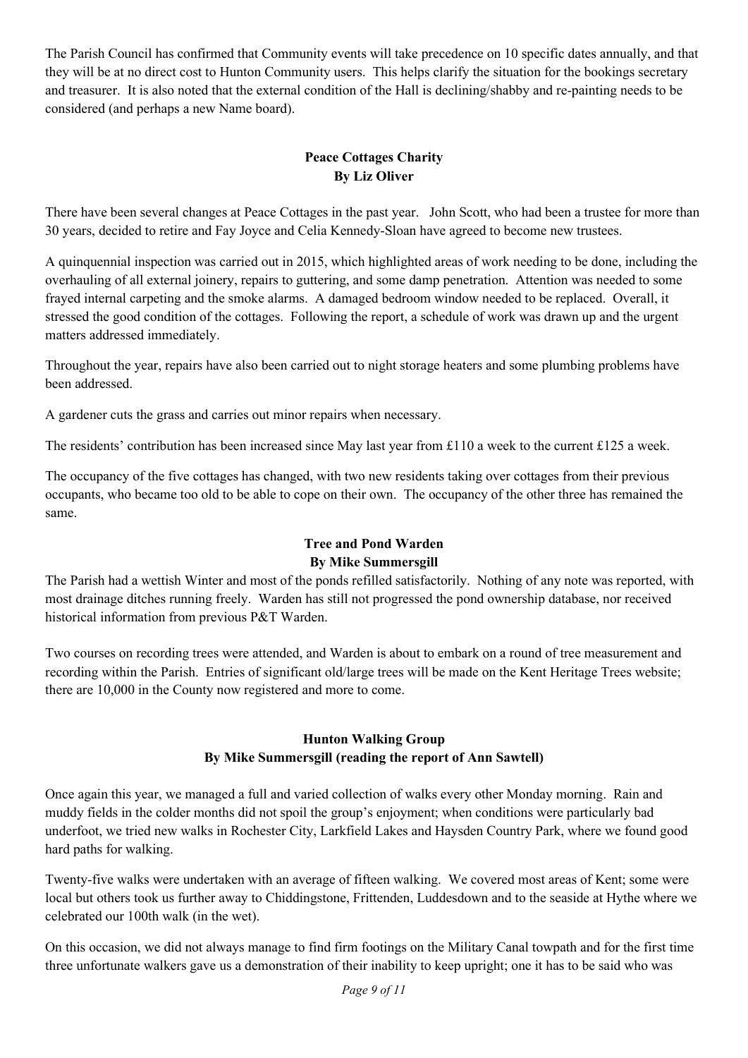The Parish Council has confirmed that Community events will take precedence on 10 specific dates annually, and that they will be at no direct cost to Hunton Community users. This helps clarify the situation for the bookings secretary and treasurer. It is also noted that the external condition of the Hall is declining/shabby and re-painting needs to be considered (and perhaps a new Name board).

## Peace Cottages Charity
**By Liz Oliver**

There have been several changes at Peace Cottages in the past year. John Scott, who had been a trustee for more than 30 years, decided to retire and Fay Joyce and Celia Kennedy-Sloan have agreed to become new trustees.

A quinquennial inspection was carried out in 2015, which highlighted areas of work needing to be done, including the overhauling of all external joinery, repairs to guttering, and some damp penetration. Attention was needed to some frayed internal carpeting and the smoke alarms. A damaged bedroom window needed to be replaced. Overall, it stressed the good condition of the cottages. Following the report, a schedule of work was drawn up and the urgent matters addressed immediately.

Throughout the year, repairs have also been carried out to night storage heaters and some plumbing problems have been addressed.

A gardener cuts the grass and carries out minor repairs when necessary.

The residents' contribution has been increased since May last year from £110 a week to the current £125 a week.

The occupancy of the five cottages has changed, with two new residents taking over cottages from their previous occupants, who became too old to be able to cope on their own. The occupancy of the other three has remained the same.

## Tree and Pond Warden
**By Mike Summersgill**

The Parish had a wettish Winter and most of the ponds refilled satisfactorily. Nothing of any note was reported, with most drainage ditches running freely. Warden has still not progressed the pond ownership database, nor received historical information from previous P&T Warden.

Two courses on recording trees were attended, and Warden is about to embark on a round of tree measurement and recording within the Parish. Entries of significant old/large trees will be made on the Kent Heritage Trees website; there are 10,000 in the County now registered and more to come.

## Hunton Walking Group
**By Mike Summersgill (reading the report of Ann Sawtell)**

Once again this year, we managed a full and varied collection of walks every other Monday morning. Rain and muddy fields in the colder months did not spoil the group's enjoyment; when conditions were particularly bad underfoot, we tried new walks in Rochester City, Larkfield Lakes and Haysden Country Park, where we found good hard paths for walking.

Twenty-five walks were undertaken with an average of fifteen walking. We covered most areas of Kent; some were local but others took us further away to Chiddingstone, Frittenden, Luddesdown and to the seaside at Hythe where we celebrated our 100th walk (in the wet).

On this occasion, we did not always manage to find firm footings on the Military Canal towpath and for the first time three unfortunate walkers gave us a demonstration of their inability to keep upright; one it has to be said who was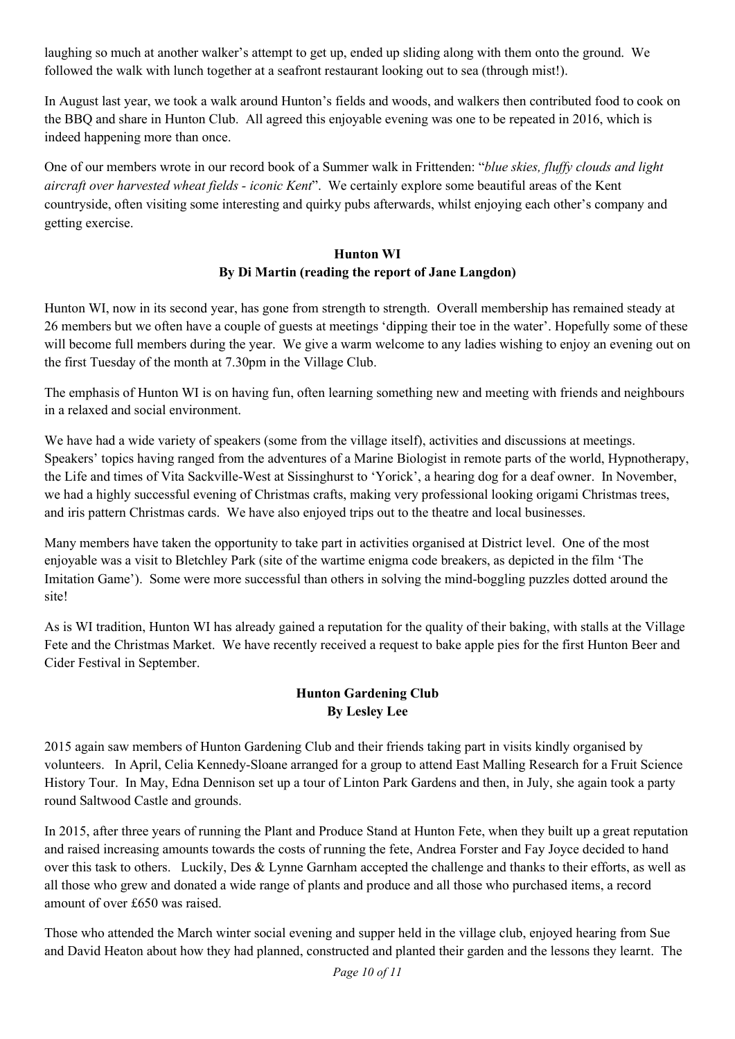laughing so much at another walker's attempt to get up, ended up sliding along with them onto the ground. We followed the walk with lunch together at a seafront restaurant looking out to sea (through mist!).

In August last year, we took a walk around Hunton's fields and woods, and walkers then contributed food to cook on the BBQ and share in Hunton Club. All agreed this enjoyable evening was one to be repeated in 2016, which is indeed happening more than once.

One of our members wrote in our record book of a Summer walk in Frittenden: "*blue skies, fluffy clouds and light aircraft over harvested wheat fields - iconic Kent*". We certainly explore some beautiful areas of the Kent countryside, often visiting some interesting and quirky pubs afterwards, whilst enjoying each other's company and getting exercise.

## Hunton WI
### By Di Martin (reading the report of Jane Langdon)

Hunton WI, now in its second year, has gone from strength to strength. Overall membership has remained steady at 26 members but we often have a couple of guests at meetings 'dipping their toe in the water'. Hopefully some of these will become full members during the year. We give a warm welcome to any ladies wishing to enjoy an evening out on the first Tuesday of the month at 7.30pm in the Village Club.

The emphasis of Hunton WI is on having fun, often learning something new and meeting with friends and neighbours in a relaxed and social environment.

We have had a wide variety of speakers (some from the village itself), activities and discussions at meetings. Speakers' topics having ranged from the adventures of a Marine Biologist in remote parts of the world, Hypnotherapy, the Life and times of Vita Sackville-West at Sissinghurst to 'Yorick', a hearing dog for a deaf owner. In November, we had a highly successful evening of Christmas crafts, making very professional looking origami Christmas trees, and iris pattern Christmas cards. We have also enjoyed trips out to the theatre and local businesses.

Many members have taken the opportunity to take part in activities organised at District level. One of the most enjoyable was a visit to Bletchley Park (site of the wartime enigma code breakers, as depicted in the film 'The Imitation Game'). Some were more successful than others in solving the mind-boggling puzzles dotted around the site!

As is WI tradition, Hunton WI has already gained a reputation for the quality of their baking, with stalls at the Village Fete and the Christmas Market. We have recently received a request to bake apple pies for the first Hunton Beer and Cider Festival in September.

## Hunton Gardening Club
### By Lesley Lee

2015 again saw members of Hunton Gardening Club and their friends taking part in visits kindly organised by volunteers. In April, Celia Kennedy-Sloane arranged for a group to attend East Malling Research for a Fruit Science History Tour. In May, Edna Dennison set up a tour of Linton Park Gardens and then, in July, she again took a party round Saltwood Castle and grounds.

In 2015, after three years of running the Plant and Produce Stand at Hunton Fete, when they built up a great reputation and raised increasing amounts towards the costs of running the fete, Andrea Forster and Fay Joyce decided to hand over this task to others. Luckily, Des & Lynne Garnham accepted the challenge and thanks to their efforts, as well as all those who grew and donated a wide range of plants and produce and all those who purchased items, a record amount of over £650 was raised.

Those who attended the March winter social evening and supper held in the village club, enjoyed hearing from Sue and David Heaton about how they had planned, constructed and planted their garden and the lessons they learnt. The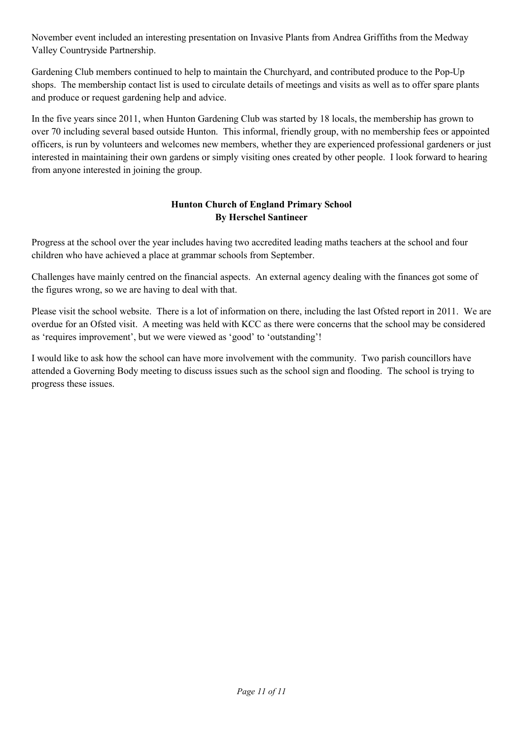November event included an interesting presentation on Invasive Plants from Andrea Griffiths from the Medway Valley Countryside Partnership.

Gardening Club members continued to help to maintain the Churchyard, and contributed produce to the Pop-Up shops. The membership contact list is used to circulate details of meetings and visits as well as to offer spare plants and produce or request gardening help and advice.

In the five years since 2011, when Hunton Gardening Club was started by 18 locals, the membership has grown to over 70 including several based outside Hunton. This informal, friendly group, with no membership fees or appointed officers, is run by volunteers and welcomes new members, whether they are experienced professional gardeners or just interested in maintaining their own gardens or simply visiting ones created by other people. I look forward to hearing from anyone interested in joining the group.

## Hunton Church of England Primary School
**By Herschel Santineer**

Progress at the school over the year includes having two accredited leading maths teachers at the school and four children who have achieved a place at grammar schools from September.

Challenges have mainly centred on the financial aspects. An external agency dealing with the finances got some of the figures wrong, so we are having to deal with that.

Please visit the school website. There is a lot of information on there, including the last Ofsted report in 2011. We are overdue for an Ofsted visit. A meeting was held with KCC as there were concerns that the school may be considered as 'requires improvement', but we were viewed as 'good' to 'outstanding'!

I would like to ask how the school can have more involvement with the community. Two parish councillors have attended a Governing Body meeting to discuss issues such as the school sign and flooding. The school is trying to progress these issues.